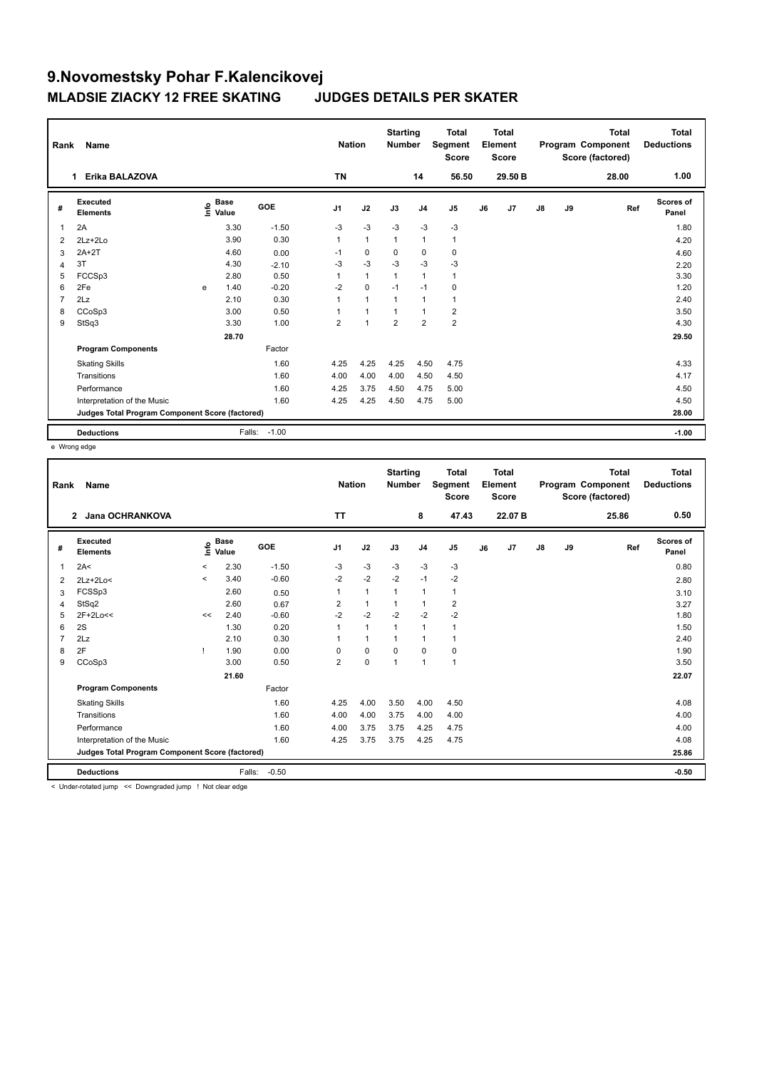# 9.Novomestsky Pohar F.Kalencikovej

## MLADSIE ZIACKY 12 FREE SKATING JUDGES DETAILS PER SKATER

| Rank | Name | Nation | Starting Number | Total Segment Score | Total Element Score | Total Program Component Score (factored) | Total Deductions |
|---|---|---|---|---|---|---|---|
| 1 | Erika BALAZOVA | TN | 14 | 56.50 | 29.50 B | 28.00 | 1.00 |

| # | Executed Elements | Info | Base Value | GOE | J1 | J2 | J3 | J4 | J5 | J6 | J7 | J8 | J9 | Ref | Scores of Panel |
|---|---|---|---|---|---|---|---|---|---|---|---|---|---|---|---|
| 1 | 2A | | 3.30 | -1.50 | -3 | -3 | -3 | -3 | -3 | | | | | | 1.80 |
| 2 | 2Lz+2Lo | | 3.90 | 0.30 | 1 | 1 | 1 | 1 | 1 | | | | | | 4.20 |
| 3 | 2A+2T | | 4.60 | 0.00 | -1 | 0 | 0 | 0 | 0 | | | | | | 4.60 |
| 4 | 3T | | 4.30 | -2.10 | -3 | -3 | -3 | -3 | -3 | | | | | | 2.20 |
| 5 | FCCSp3 | | 2.80 | 0.50 | 1 | 1 | 1 | 1 | 1 | | | | | | 3.30 |
| 6 | 2Fe | e | 1.40 | -0.20 | -2 | 0 | -1 | -1 | 0 | | | | | | 1.20 |
| 7 | 2Lz | | 2.10 | 0.30 | 1 | 1 | 1 | 1 | 1 | | | | | | 2.40 |
| 8 | CCoSp3 | | 3.00 | 0.50 | 1 | 1 | 1 | 1 | 2 | | | | | | 3.50 |
| 9 | StSq3 | | 3.30 | 1.00 | 2 | 1 | 2 | 2 | 2 | | | | | | 4.30 |
| | | | 28.70 | | | | | | | | | | | | 29.50 |
| | **Program Components** | | | Factor | | | | | | | | | | | |
| | Skating Skills | | | 1.60 | 4.25 | 4.25 | 4.25 | 4.50 | 4.75 | | | | | | 4.33 |
| | Transitions | | | 1.60 | 4.00 | 4.00 | 4.00 | 4.50 | 4.50 | | | | | | 4.17 |
| | Performance | | | 1.60 | 4.25 | 3.75 | 4.50 | 4.75 | 5.00 | | | | | | 4.50 |
| | Interpretation of the Music | | | 1.60 | 4.25 | 4.25 | 4.50 | 4.75 | 5.00 | | | | | | 4.50 |
| | **Judges Total Program Component Score (factored)** | | | | | | | | | | | | | | 28.00 |
| | **Deductions** | | Falls: | -1.00 | | | | | | | | | | | -1.00 |

e Wrong edge

| Rank | Name | Nation | Starting Number | Total Segment Score | Total Element Score | Total Program Component Score (factored) | Total Deductions |
|---|---|---|---|---|---|---|---|
| 2 | Jana OCHRANKOVA | TT | 8 | 47.43 | 22.07 B | 25.86 | 0.50 |

| # | Executed Elements | Info | Base Value | GOE | J1 | J2 | J3 | J4 | J5 | J6 | J7 | J8 | J9 | Ref | Scores of Panel |
|---|---|---|---|---|---|---|---|---|---|---|---|---|---|---|---|
| 1 | 2A< | < | 2.30 | -1.50 | -3 | -3 | -3 | -3 | -3 | | | | | | 0.80 |
| 2 | 2Lz+2Lo< | < | 3.40 | -0.60 | -2 | -2 | -2 | -1 | -2 | | | | | | 2.80 |
| 3 | FCSSp3 | | 2.60 | 0.50 | 1 | 1 | 1 | 1 | 1 | | | | | | 3.10 |
| 4 | StSq2 | | 2.60 | 0.67 | 2 | 1 | 1 | 1 | 2 | | | | | | 3.27 |
| 5 | 2F+2Lo<< | << | 2.40 | -0.60 | -2 | -2 | -2 | -2 | -2 | | | | | | 1.80 |
| 6 | 2S | | 1.30 | 0.20 | 1 | 1 | 1 | 1 | 1 | | | | | | 1.50 |
| 7 | 2Lz | | 2.10 | 0.30 | 1 | 1 | 1 | 1 | 1 | | | | | | 2.40 |
| 8 | 2F | ! | 1.90 | 0.00 | 0 | 0 | 0 | 0 | 0 | | | | | | 1.90 |
| 9 | CCoSp3 | | 3.00 | 0.50 | 2 | 0 | 1 | 1 | 1 | | | | | | 3.50 |
| | | | 21.60 | | | | | | | | | | | | 22.07 |
| | **Program Components** | | | Factor | | | | | | | | | | | |
| | Skating Skills | | | 1.60 | 4.25 | 4.00 | 3.50 | 4.00 | 4.50 | | | | | | 4.08 |
| | Transitions | | | 1.60 | 4.00 | 4.00 | 3.75 | 4.00 | 4.00 | | | | | | 4.00 |
| | Performance | | | 1.60 | 4.00 | 3.75 | 3.75 | 4.25 | 4.75 | | | | | | 4.00 |
| | Interpretation of the Music | | | 1.60 | 4.25 | 3.75 | 3.75 | 4.25 | 4.75 | | | | | | 4.08 |
| | **Judges Total Program Component Score (factored)** | | | | | | | | | | | | | | 25.86 |
| | **Deductions** | | Falls: | -0.50 | | | | | | | | | | | -0.50 |

< Under-rotated jump << Downgraded jump ! Not clear edge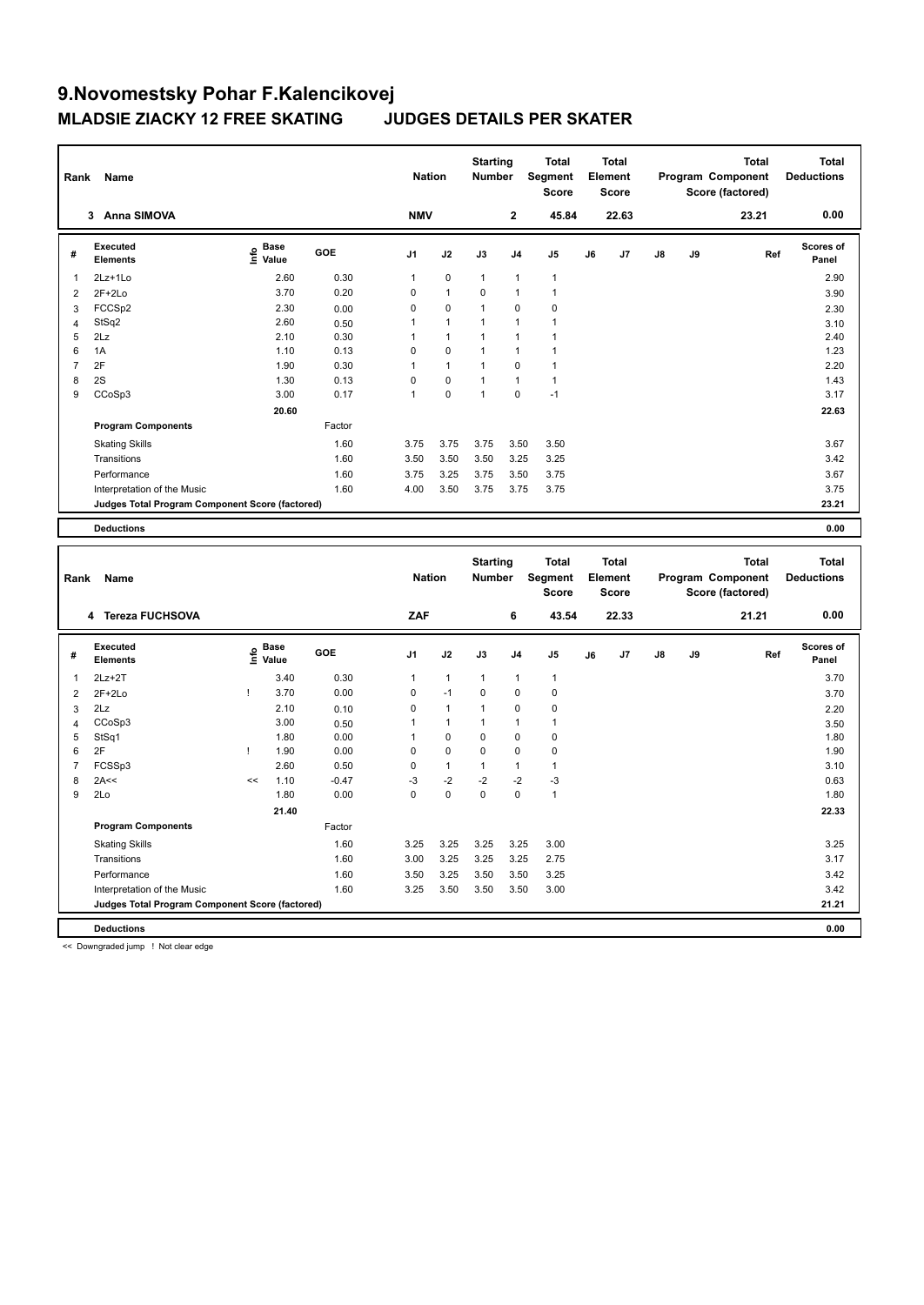# 9.Novomestsky Pohar F.Kalencikovej

## MLADSIE ZIACKY 12 FREE SKATING JUDGES DETAILS PER SKATER

| Rank | Name | Nation | Starting Number | Total Segment Score | Total Element Score | Total Program Component Score (factored) | Total Deductions |
|---|---|---|---|---|---|---|---|
| 3 | Anna SIMOVA | NMV | 2 | 45.84 | 22.63 | 23.21 | 0.00 |

| # | Executed Elements | Info | Base Value | GOE | J1 | J2 | J3 | J4 | J5 | J6 | J7 | J8 | J9 | Ref | Scores of Panel |
|---|---|---|---|---|---|---|---|---|---|---|---|---|---|---|---|
| 1 | 2Lz+1Lo | | 2.60 | 0.30 | 1 | 0 | 1 | 1 | 1 | | | | | | 2.90 |
| 2 | 2F+2Lo | | 3.70 | 0.20 | 0 | 1 | 0 | 1 | 1 | | | | | | 3.90 |
| 3 | FCCSp2 | | 2.30 | 0.00 | 0 | 0 | 1 | 0 | 0 | | | | | | 2.30 |
| 4 | StSq2 | | 2.60 | 0.50 | 1 | 1 | 1 | 1 | 1 | | | | | | 3.10 |
| 5 | 2Lz | | 2.10 | 0.30 | 1 | 1 | 1 | 1 | 1 | | | | | | 2.40 |
| 6 | 1A | | 1.10 | 0.13 | 0 | 0 | 1 | 1 | 1 | | | | | | 1.23 |
| 7 | 2F | | 1.90 | 0.30 | 1 | 1 | 1 | 0 | 1 | | | | | | 2.20 |
| 8 | 2S | | 1.30 | 0.13 | 0 | 0 | 1 | 1 | 1 | | | | | | 1.43 |
| 9 | CCoSp3 | | 3.00 | 0.17 | 1 | 0 | 1 | 0 | -1 | | | | | | 3.17 |
| | | | 20.60 | | | | | | | | | | | | 22.63 |

| Program Components | Factor | J1 | J2 | J3 | J4 | J5 | J6 | J7 | J8 | J9 | Scores of Panel |
|---|---|---|---|---|---|---|---|---|---|---|---|
| Skating Skills | 1.60 | 3.75 | 3.75 | 3.75 | 3.50 | 3.50 | | | | | 3.67 |
| Transitions | 1.60 | 3.50 | 3.50 | 3.50 | 3.25 | 3.25 | | | | | 3.42 |
| Performance | 1.60 | 3.75 | 3.25 | 3.75 | 3.50 | 3.75 | | | | | 3.67 |
| Interpretation of the Music | 1.60 | 4.00 | 3.50 | 3.75 | 3.75 | 3.75 | | | | | 3.75 |
| Judges Total Program Component Score (factored) | | | | | | | | | | | 23.21 |

| Deductions | 0.00 |
|---|---|

| Rank | Name | Nation | Starting Number | Total Segment Score | Total Element Score | Total Program Component Score (factored) | Total Deductions |
|---|---|---|---|---|---|---|---|
| 4 | Tereza FUCHSOVA | ZAF | 6 | 43.54 | 22.33 | 21.21 | 0.00 |

| # | Executed Elements | Info | Base Value | GOE | J1 | J2 | J3 | J4 | J5 | J6 | J7 | J8 | J9 | Ref | Scores of Panel |
|---|---|---|---|---|---|---|---|---|---|---|---|---|---|---|---|
| 1 | 2Lz+2T | | 3.40 | 0.30 | 1 | 1 | 1 | 1 | 1 | | | | | | 3.70 |
| 2 | 2F+2Lo | ! | 3.70 | 0.00 | 0 | -1 | 0 | 0 | 0 | | | | | | 3.70 |
| 3 | 2Lz | | 2.10 | 0.10 | 0 | 1 | 1 | 0 | 0 | | | | | | 2.20 |
| 4 | CCoSp3 | | 3.00 | 0.50 | 1 | 1 | 1 | 1 | 1 | | | | | | 3.50 |
| 5 | StSq1 | | 1.80 | 0.00 | 1 | 0 | 0 | 0 | 0 | | | | | | 1.80 |
| 6 | 2F | ! | 1.90 | 0.00 | 0 | 0 | 0 | 0 | 0 | | | | | | 1.90 |
| 7 | FCSSp3 | | 2.60 | 0.50 | 0 | 1 | 1 | 1 | 1 | | | | | | 3.10 |
| 8 | 2A<< | << | 1.10 | -0.47 | -3 | -2 | -2 | -2 | -3 | | | | | | 0.63 |
| 9 | 2Lo | | 1.80 | 0.00 | 0 | 0 | 0 | 0 | 1 | | | | | | 1.80 |
| | | | 21.40 | | | | | | | | | | | | 22.33 |

| Program Components | Factor | J1 | J2 | J3 | J4 | J5 | J6 | J7 | J8 | J9 | Scores of Panel |
|---|---|---|---|---|---|---|---|---|---|---|---|
| Skating Skills | 1.60 | 3.25 | 3.25 | 3.25 | 3.25 | 3.00 | | | | | 3.25 |
| Transitions | 1.60 | 3.00 | 3.25 | 3.25 | 3.25 | 2.75 | | | | | 3.17 |
| Performance | 1.60 | 3.50 | 3.25 | 3.50 | 3.50 | 3.25 | | | | | 3.42 |
| Interpretation of the Music | 1.60 | 3.25 | 3.50 | 3.50 | 3.50 | 3.00 | | | | | 3.42 |
| Judges Total Program Component Score (factored) | | | | | | | | | | | 21.21 |

| Deductions | 0.00 |
|---|---|

<< Downgraded jump ! Not clear edge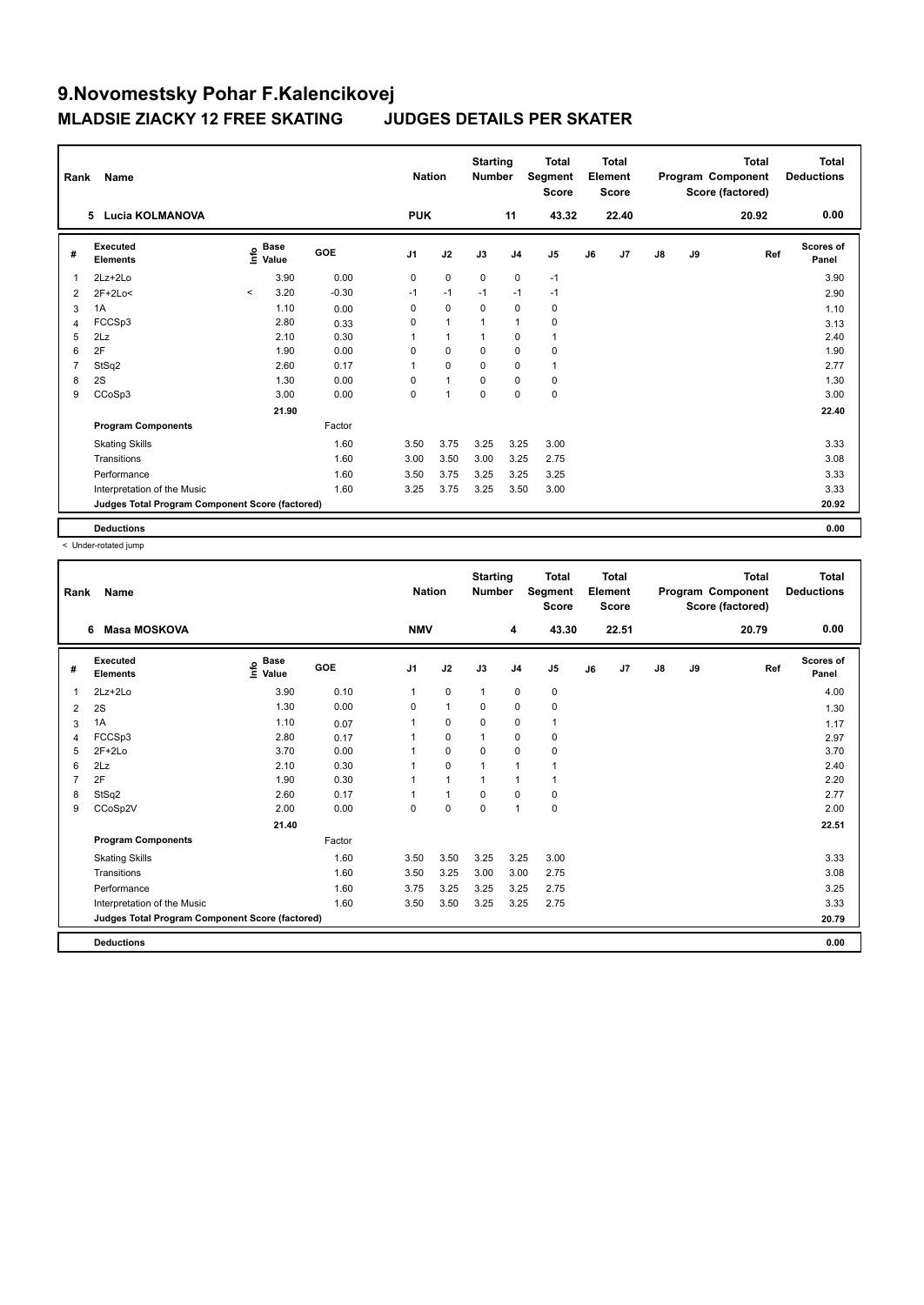# 9.Novomestsky Pohar F.Kalencikovej

## MLADSIE ZIACKY 12 FREE SKATING JUDGES DETAILS PER SKATER

| Rank | Name | Nation | Starting Number | Total Segment Score | Total Element Score | Total Program Component Score (factored) | Total Deductions |
|---|---|---|---|---|---|---|---|
| 5 | Lucia KOLMANOVA | PUK | 11 | 43.32 | 22.40 | 20.92 | 0.00 |

| # | Executed Elements | Info | Base Value | GOE | J1 | J2 | J3 | J4 | J5 | J6 | J7 | J8 | J9 | Ref | Scores of Panel |
|---|---|---|---|---|---|---|---|---|---|---|---|---|---|---|---|
| 1 | 2Lz+2Lo | | 3.90 | 0.00 | 0 | 0 | 0 | 0 | -1 | | | | | | 3.90 |
| 2 | 2F+2Lo< | < | 3.20 | -0.30 | -1 | -1 | -1 | -1 | -1 | | | | | | 2.90 |
| 3 | 1A | | 1.10 | 0.00 | 0 | 0 | 0 | 0 | 0 | | | | | | 1.10 |
| 4 | FCCSp3 | | 2.80 | 0.33 | 0 | 1 | 1 | 1 | 0 | | | | | | 3.13 |
| 5 | 2Lz | | 2.10 | 0.30 | 1 | 1 | 1 | 0 | 1 | | | | | | 2.40 |
| 6 | 2F | | 1.90 | 0.00 | 0 | 0 | 0 | 0 | 0 | | | | | | 1.90 |
| 7 | StSq2 | | 2.60 | 0.17 | 1 | 0 | 0 | 0 | 1 | | | | | | 2.77 |
| 8 | 2S | | 1.30 | 0.00 | 0 | 1 | 0 | 0 | 0 | | | | | | 1.30 |
| 9 | CCoSp3 | | 3.00 | 0.00 | 0 | 1 | 0 | 0 | 0 | | | | | | 3.00 |
| | | | 21.90 | | | | | | | | | | | | 22.40 |
| | **Program Components** | | | Factor | | | | | | | | | | | |
| | Skating Skills | | | 1.60 | 3.50 | 3.75 | 3.25 | 3.25 | 3.00 | | | | | | 3.33 |
| | Transitions | | | 1.60 | 3.00 | 3.50 | 3.00 | 3.25 | 2.75 | | | | | | 3.08 |
| | Performance | | | 1.60 | 3.50 | 3.75 | 3.25 | 3.25 | 3.25 | | | | | | 3.33 |
| | Interpretation of the Music | | | 1.60 | 3.25 | 3.75 | 3.25 | 3.50 | 3.00 | | | | | | 3.33 |
| | **Judges Total Program Component Score (factored)** | | | | | | | | | | | | | | 20.92 |
| | **Deductions** | | | | | | | | | | | | | | 0.00 |

< Under-rotated jump

| Rank | Name | Nation | Starting Number | Total Segment Score | Total Element Score | Total Program Component Score (factored) | Total Deductions |
|---|---|---|---|---|---|---|---|
| 6 | Masa MOSKOVA | NMV | 4 | 43.30 | 22.51 | 20.79 | 0.00 |

| # | Executed Elements | Info | Base Value | GOE | J1 | J2 | J3 | J4 | J5 | J6 | J7 | J8 | J9 | Ref | Scores of Panel |
|---|---|---|---|---|---|---|---|---|---|---|---|---|---|---|---|
| 1 | 2Lz+2Lo | | 3.90 | 0.10 | 1 | 0 | 1 | 0 | 0 | | | | | | 4.00 |
| 2 | 2S | | 1.30 | 0.00 | 0 | 1 | 0 | 0 | 0 | | | | | | 1.30 |
| 3 | 1A | | 1.10 | 0.07 | 1 | 0 | 0 | 0 | 1 | | | | | | 1.17 |
| 4 | FCCSp3 | | 2.80 | 0.17 | 1 | 0 | 1 | 0 | 0 | | | | | | 2.97 |
| 5 | 2F+2Lo | | 3.70 | 0.00 | 1 | 0 | 0 | 0 | 0 | | | | | | 3.70 |
| 6 | 2Lz | | 2.10 | 0.30 | 1 | 0 | 1 | 1 | 1 | | | | | | 2.40 |
| 7 | 2F | | 1.90 | 0.30 | 1 | 1 | 1 | 1 | 1 | | | | | | 2.20 |
| 8 | StSq2 | | 2.60 | 0.17 | 1 | 1 | 0 | 0 | 0 | | | | | | 2.77 |
| 9 | CCoSp2V | | 2.00 | 0.00 | 0 | 0 | 0 | 1 | 0 | | | | | | 2.00 |
| | | | 21.40 | | | | | | | | | | | | 22.51 |
| | **Program Components** | | | Factor | | | | | | | | | | | |
| | Skating Skills | | | 1.60 | 3.50 | 3.50 | 3.25 | 3.25 | 3.00 | | | | | | 3.33 |
| | Transitions | | | 1.60 | 3.50 | 3.25 | 3.00 | 3.00 | 2.75 | | | | | | 3.08 |
| | Performance | | | 1.60 | 3.75 | 3.25 | 3.25 | 3.25 | 2.75 | | | | | | 3.25 |
| | Interpretation of the Music | | | 1.60 | 3.50 | 3.50 | 3.25 | 3.25 | 2.75 | | | | | | 3.33 |
| | **Judges Total Program Component Score (factored)** | | | | | | | | | | | | | | 20.79 |
| | **Deductions** | | | | | | | | | | | | | | 0.00 |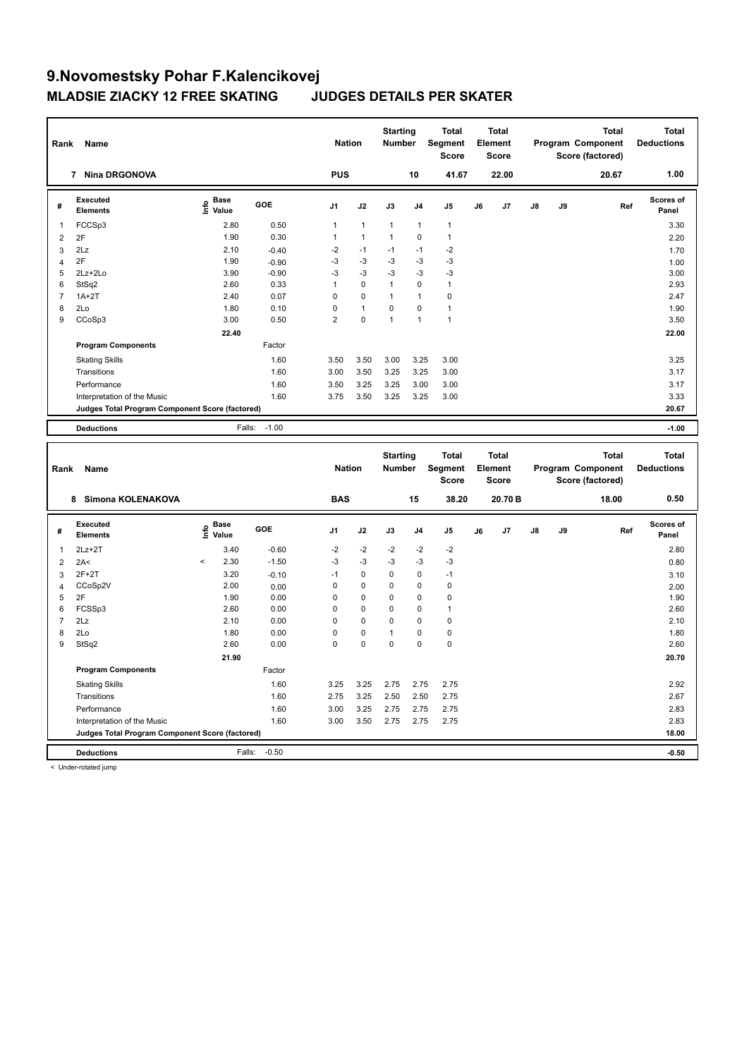# 9.Novomestsky Pohar F.Kalencikovej

## MLADSIE ZIACKY 12 FREE SKATING JUDGES DETAILS PER SKATER

| Rank | Name | Nation | Starting Number | Total Segment Score | Total Element Score | Total Program Component Score (factored) | Total Deductions |
|---|---|---|---|---|---|---|---|
| 7 | Nina DRGONOVA | PUS | 10 | 41.67 | 22.00 | 20.67 | 1.00 |

| # | Executed Elements | Info | Base Value | GOE | J1 | J2 | J3 | J4 | J5 | J6 | J7 | J8 | J9 | Ref | Scores of Panel |
|---|---|---|---|---|---|---|---|---|---|---|---|---|---|---|---|
| 1 | FCCSp3 | | 2.80 | 0.50 | 1 | 1 | 1 | 1 | 1 | | | | | | 3.30 |
| 2 | 2F | | 1.90 | 0.30 | 1 | 1 | 1 | 0 | 1 | | | | | | 2.20 |
| 3 | 2Lz | | 2.10 | -0.40 | -2 | -1 | -1 | -1 | -2 | | | | | | 1.70 |
| 4 | 2F | | 1.90 | -0.90 | -3 | -3 | -3 | -3 | -3 | | | | | | 1.00 |
| 5 | 2Lz+2Lo | | 3.90 | -0.90 | -3 | -3 | -3 | -3 | -3 | | | | | | 3.00 |
| 6 | StSq2 | | 2.60 | 0.33 | 1 | 0 | 1 | 0 | 1 | | | | | | 2.93 |
| 7 | 1A+2T | | 2.40 | 0.07 | 0 | 0 | 1 | 1 | 0 | | | | | | 2.47 |
| 8 | 2Lo | | 1.80 | 0.10 | 0 | 1 | 0 | 0 | 1 | | | | | | 1.90 |
| 9 | CCoSp3 | | 3.00 | 0.50 | 2 | 0 | 1 | 1 | 1 | | | | | | 3.50 |
| | | | 22.40 | | | | | | | | | | | | 22.00 |
| | **Program Components** | | | Factor | | | | | | | | | | | |
| | Skating Skills | | | 1.60 | 3.50 | 3.50 | 3.00 | 3.25 | 3.00 | | | | | | 3.25 |
| | Transitions | | | 1.60 | 3.00 | 3.50 | 3.25 | 3.25 | 3.00 | | | | | | 3.17 |
| | Performance | | | 1.60 | 3.50 | 3.25 | 3.25 | 3.00 | 3.00 | | | | | | 3.17 |
| | Interpretation of the Music | | | 1.60 | 3.75 | 3.50 | 3.25 | 3.25 | 3.00 | | | | | | 3.33 |
| | **Judges Total Program Component Score (factored)** | | | | | | | | | | | | | | 20.67 |
| | **Deductions** | | Falls: | -1.00 | | | | | | | | | | | -1.00 |

| Rank | Name | Nation | Starting Number | Total Segment Score | Total Element Score | Total Program Component Score (factored) | Total Deductions |
|---|---|---|---|---|---|---|---|
| 8 | Simona KOLENAKOVA | BAS | 15 | 38.20 | 20.70 B | 18.00 | 0.50 |

| # | Executed Elements | Info | Base Value | GOE | J1 | J2 | J3 | J4 | J5 | J6 | J7 | J8 | J9 | Ref | Scores of Panel |
|---|---|---|---|---|---|---|---|---|---|---|---|---|---|---|---|
| 1 | 2Lz+2T | | 3.40 | -0.60 | -2 | -2 | -2 | -2 | -2 | | | | | | 2.80 |
| 2 | 2A< | < | 2.30 | -1.50 | -3 | -3 | -3 | -3 | -3 | | | | | | 0.80 |
| 3 | 2F+2T | | 3.20 | -0.10 | -1 | 0 | 0 | 0 | -1 | | | | | | 3.10 |
| 4 | CCoSp2V | | 2.00 | 0.00 | 0 | 0 | 0 | 0 | 0 | | | | | | 2.00 |
| 5 | 2F | | 1.90 | 0.00 | 0 | 0 | 0 | 0 | 0 | | | | | | 1.90 |
| 6 | FCSSp3 | | 2.60 | 0.00 | 0 | 0 | 0 | 0 | 1 | | | | | | 2.60 |
| 7 | 2Lz | | 2.10 | 0.00 | 0 | 0 | 0 | 0 | 0 | | | | | | 2.10 |
| 8 | 2Lo | | 1.80 | 0.00 | 0 | 0 | 1 | 0 | 0 | | | | | | 1.80 |
| 9 | StSq2 | | 2.60 | 0.00 | 0 | 0 | 0 | 0 | 0 | | | | | | 2.60 |
| | | | 21.90 | | | | | | | | | | | | 20.70 |
| | **Program Components** | | | Factor | | | | | | | | | | | |
| | Skating Skills | | | 1.60 | 3.25 | 3.25 | 2.75 | 2.75 | 2.75 | | | | | | 2.92 |
| | Transitions | | | 1.60 | 2.75 | 3.25 | 2.50 | 2.50 | 2.75 | | | | | | 2.67 |
| | Performance | | | 1.60 | 3.00 | 3.25 | 2.75 | 2.75 | 2.75 | | | | | | 2.83 |
| | Interpretation of the Music | | | 1.60 | 3.00 | 3.50 | 2.75 | 2.75 | 2.75 | | | | | | 2.83 |
| | **Judges Total Program Component Score (factored)** | | | | | | | | | | | | | | 18.00 |
| | **Deductions** | | Falls: | -0.50 | | | | | | | | | | | -0.50 |

< Under-rotated jump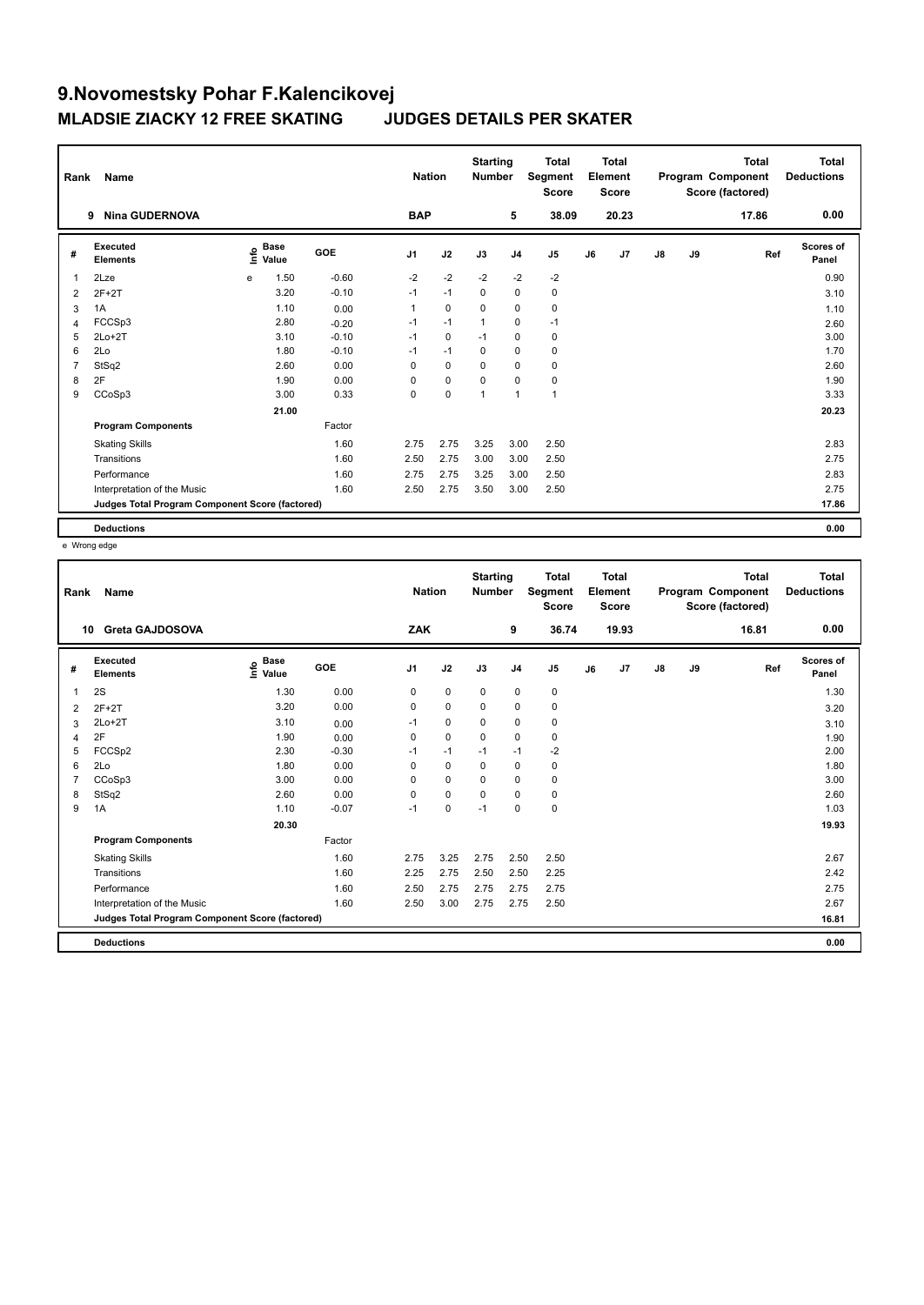# 9.Novomestsky Pohar F.Kalencikovej

## MLADSIE ZIACKY 12 FREE SKATING JUDGES DETAILS PER SKATER

| Rank | Name | Nation | Starting Number | Total Segment Score | Total Element Score | Total Program Component Score (factored) | Total Deductions |
|---|---|---|---|---|---|---|---|
| 9 | Nina GUDERNOVA | BAP | 5 | 38.09 | 20.23 | 17.86 | 0.00 |

| # | Executed Elements | Info | Base Value | GOE | J1 | J2 | J3 | J4 | J5 | J6 | J7 | J8 | J9 | Ref | Scores of Panel |
|---|---|---|---|---|---|---|---|---|---|---|---|---|---|---|---|
| 1 | 2Lze | e | 1.50 | -0.60 | -2 | -2 | -2 | -2 | -2 | | | | | | 0.90 |
| 2 | 2F+2T | | 3.20 | -0.10 | -1 | -1 | 0 | 0 | 0 | | | | | | 3.10 |
| 3 | 1A | | 1.10 | 0.00 | 1 | 0 | 0 | 0 | 0 | | | | | | 1.10 |
| 4 | FCCSp3 | | 2.80 | -0.20 | -1 | -1 | 1 | 0 | -1 | | | | | | 2.60 |
| 5 | 2Lo+2T | | 3.10 | -0.10 | -1 | 0 | -1 | 0 | 0 | | | | | | 3.00 |
| 6 | 2Lo | | 1.80 | -0.10 | -1 | -1 | 0 | 0 | 0 | | | | | | 1.70 |
| 7 | StSq2 | | 2.60 | 0.00 | 0 | 0 | 0 | 0 | 0 | | | | | | 2.60 |
| 8 | 2F | | 1.90 | 0.00 | 0 | 0 | 0 | 0 | 0 | | | | | | 1.90 |
| 9 | CCoSp3 | | 3.00 | 0.33 | 0 | 0 | 1 | 1 | 1 | | | | | | 3.33 |
| | | | 21.00 | | | | | | | | | | | | 20.23 |
| | **Program Components** | | | Factor | | | | | | | | | | | |
| | Skating Skills | | | 1.60 | 2.75 | 2.75 | 3.25 | 3.00 | 2.50 | | | | | | 2.83 |
| | Transitions | | | 1.60 | 2.50 | 2.75 | 3.00 | 3.00 | 2.50 | | | | | | 2.75 |
| | Performance | | | 1.60 | 2.75 | 2.75 | 3.25 | 3.00 | 2.50 | | | | | | 2.83 |
| | Interpretation of the Music | | | 1.60 | 2.50 | 2.75 | 3.50 | 3.00 | 2.50 | | | | | | 2.75 |
| | **Judges Total Program Component Score (factored)** | | | | | | | | | | | | | | 17.86 |
| | **Deductions** | | | | | | | | | | | | | | 0.00 |

e Wrong edge

| Rank | Name | Nation | Starting Number | Total Segment Score | Total Element Score | Total Program Component Score (factored) | Total Deductions |
|---|---|---|---|---|---|---|---|
| 10 | Greta GAJDOSOVA | ZAK | 9 | 36.74 | 19.93 | 16.81 | 0.00 |

| # | Executed Elements | Info | Base Value | GOE | J1 | J2 | J3 | J4 | J5 | J6 | J7 | J8 | J9 | Ref | Scores of Panel |
|---|---|---|---|---|---|---|---|---|---|---|---|---|---|---|---|
| 1 | 2S | | 1.30 | 0.00 | 0 | 0 | 0 | 0 | 0 | | | | | | 1.30 |
| 2 | 2F+2T | | 3.20 | 0.00 | 0 | 0 | 0 | 0 | 0 | | | | | | 3.20 |
| 3 | 2Lo+2T | | 3.10 | 0.00 | -1 | 0 | 0 | 0 | 0 | | | | | | 3.10 |
| 4 | 2F | | 1.90 | 0.00 | 0 | 0 | 0 | 0 | 0 | | | | | | 1.90 |
| 5 | FCCSp2 | | 2.30 | -0.30 | -1 | -1 | -1 | -1 | -2 | | | | | | 2.00 |
| 6 | 2Lo | | 1.80 | 0.00 | 0 | 0 | 0 | 0 | 0 | | | | | | 1.80 |
| 7 | CCoSp3 | | 3.00 | 0.00 | 0 | 0 | 0 | 0 | 0 | | | | | | 3.00 |
| 8 | StSq2 | | 2.60 | 0.00 | 0 | 0 | 0 | 0 | 0 | | | | | | 2.60 |
| 9 | 1A | | 1.10 | -0.07 | -1 | 0 | -1 | 0 | 0 | | | | | | 1.03 |
| | | | 20.30 | | | | | | | | | | | | 19.93 |
| | **Program Components** | | | Factor | | | | | | | | | | | |
| | Skating Skills | | | 1.60 | 2.75 | 3.25 | 2.75 | 2.50 | 2.50 | | | | | | 2.67 |
| | Transitions | | | 1.60 | 2.25 | 2.75 | 2.50 | 2.50 | 2.25 | | | | | | 2.42 |
| | Performance | | | 1.60 | 2.50 | 2.75 | 2.75 | 2.75 | 2.75 | | | | | | 2.75 |
| | Interpretation of the Music | | | 1.60 | 2.50 | 3.00 | 2.75 | 2.75 | 2.50 | | | | | | 2.67 |
| | **Judges Total Program Component Score (factored)** | | | | | | | | | | | | | | 16.81 |
| | **Deductions** | | | | | | | | | | | | | | 0.00 |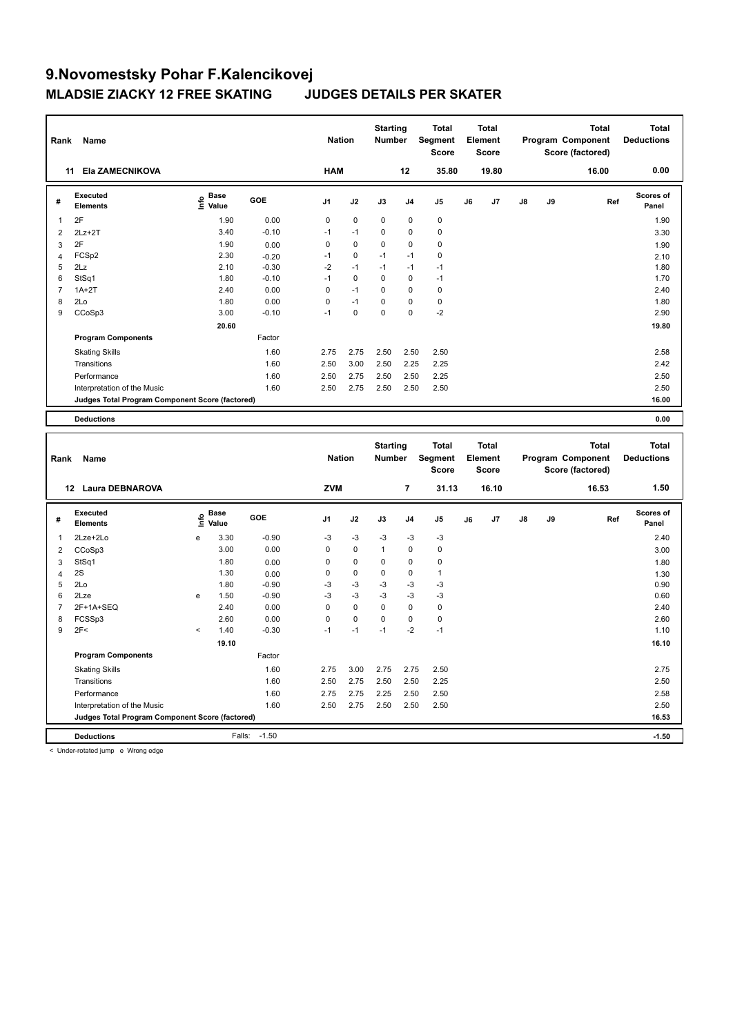# 9.Novomestsky Pohar F.Kalencikovej

## MLADSIE ZIACKY 12 FREE SKATING JUDGES DETAILS PER SKATER

| Rank | Name | Nation | Starting Number | Total Segment Score | Total Element Score | Total Program Component Score (factored) | Total Deductions |
|---|---|---|---|---|---|---|---|
| 11 | Ela ZAMECNIKOVA | HAM | 12 | 35.80 | 19.80 | 16.00 | 0.00 |

| # | Executed Elements | Info | Base Value | GOE | J1 | J2 | J3 | J4 | J5 | J6 | J7 | J8 | J9 | Ref | Scores of Panel |
|---|---|---|---|---|---|---|---|---|---|---|---|---|---|---|---|
| 1 | 2F | | 1.90 | 0.00 | 0 | 0 | 0 | 0 | 0 | | | | | | 1.90 |
| 2 | 2Lz+2T | | 3.40 | -0.10 | -1 | -1 | 0 | 0 | 0 | | | | | | 3.30 |
| 3 | 2F | | 1.90 | 0.00 | 0 | 0 | 0 | 0 | 0 | | | | | | 1.90 |
| 4 | FCSp2 | | 2.30 | -0.20 | -1 | 0 | -1 | -1 | 0 | | | | | | 2.10 |
| 5 | 2Lz | | 2.10 | -0.30 | -2 | -1 | -1 | -1 | -1 | | | | | | 1.80 |
| 6 | StSq1 | | 1.80 | -0.10 | -1 | 0 | 0 | 0 | -1 | | | | | | 1.70 |
| 7 | 1A+2T | | 2.40 | 0.00 | 0 | -1 | 0 | 0 | 0 | | | | | | 2.40 |
| 8 | 2Lo | | 1.80 | 0.00 | 0 | -1 | 0 | 0 | 0 | | | | | | 1.80 |
| 9 | CCoSp3 | | 3.00 | -0.10 | -1 | 0 | 0 | 0 | -2 | | | | | | 2.90 |
| | | | 20.60 | | | | | | | | | | | | 19.80 |
| | **Program Components** | | | Factor | | | | | | | | | | | |
| | Skating Skills | | | 1.60 | 2.75 | 2.75 | 2.50 | 2.50 | 2.50 | | | | | | 2.58 |
| | Transitions | | | 1.60 | 2.50 | 3.00 | 2.50 | 2.25 | 2.25 | | | | | | 2.42 |
| | Performance | | | 1.60 | 2.50 | 2.75 | 2.50 | 2.50 | 2.25 | | | | | | 2.50 |
| | Interpretation of the Music | | | 1.60 | 2.50 | 2.75 | 2.50 | 2.50 | 2.50 | | | | | | 2.50 |
| | **Judges Total Program Component Score (factored)** | | | | | | | | | | | | | | 16.00 |
| | **Deductions** | | | | | | | | | | | | | | 0.00 |

| Rank | Name | Nation | Starting Number | Total Segment Score | Total Element Score | Total Program Component Score (factored) | Total Deductions |
|---|---|---|---|---|---|---|---|
| 12 | Laura DEBNAROVA | ZVM | 7 | 31.13 | 16.10 | 16.53 | 1.50 |

| # | Executed Elements | Info | Base Value | GOE | J1 | J2 | J3 | J4 | J5 | J6 | J7 | J8 | J9 | Ref | Scores of Panel |
|---|---|---|---|---|---|---|---|---|---|---|---|---|---|---|---|
| 1 | 2Lze+2Lo | e | 3.30 | -0.90 | -3 | -3 | -3 | -3 | -3 | | | | | | 2.40 |
| 2 | CCoSp3 | | 3.00 | 0.00 | 0 | 0 | 1 | 0 | 0 | | | | | | 3.00 |
| 3 | StSq1 | | 1.80 | 0.00 | 0 | 0 | 0 | 0 | 0 | | | | | | 1.80 |
| 4 | 2S | | 1.30 | 0.00 | 0 | 0 | 0 | 0 | 1 | | | | | | 1.30 |
| 5 | 2Lo | | 1.80 | -0.90 | -3 | -3 | -3 | -3 | -3 | | | | | | 0.90 |
| 6 | 2Lze | e | 1.50 | -0.90 | -3 | -3 | -3 | -3 | -3 | | | | | | 0.60 |
| 7 | 2F+1A+SEQ | | 2.40 | 0.00 | 0 | 0 | 0 | 0 | 0 | | | | | | 2.40 |
| 8 | FCSSp3 | | 2.60 | 0.00 | 0 | 0 | 0 | 0 | 0 | | | | | | 2.60 |
| 9 | 2F< | < | 1.40 | -0.30 | -1 | -1 | -1 | -2 | -1 | | | | | | 1.10 |
| | | | 19.10 | | | | | | | | | | | | 16.10 |
| | **Program Components** | | | Factor | | | | | | | | | | | |
| | Skating Skills | | | 1.60 | 2.75 | 3.00 | 2.75 | 2.75 | 2.50 | | | | | | 2.75 |
| | Transitions | | | 1.60 | 2.50 | 2.75 | 2.50 | 2.50 | 2.25 | | | | | | 2.50 |
| | Performance | | | 1.60 | 2.75 | 2.75 | 2.25 | 2.50 | 2.50 | | | | | | 2.58 |
| | Interpretation of the Music | | | 1.60 | 2.50 | 2.75 | 2.50 | 2.50 | 2.50 | | | | | | 2.50 |
| | **Judges Total Program Component Score (factored)** | | | | | | | | | | | | | | 16.53 |
| | **Deductions** | | Falls: | -1.50 | | | | | | | | | | | -1.50 |

< Under-rotated jump e Wrong edge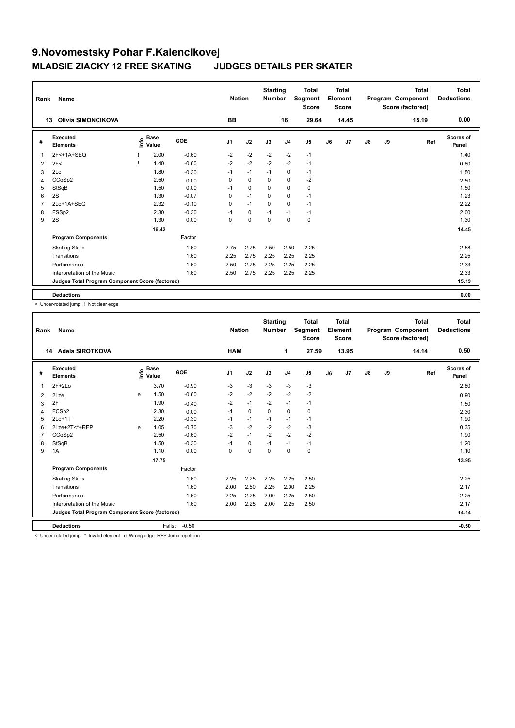# 9.Novomestsky Pohar F.Kalencikovej

## MLADSIE ZIACKY 12 FREE SKATING JUDGES DETAILS PER SKATER

| Rank | Name | Nation | Starting Number | Total Segment Score | Total Element Score | Total Program Component Score (factored) | Total Deductions |
|---|---|---|---|---|---|---|---|
| 13 | Olivia SIMONCIKOVA | BB | 16 | 29.64 | 14.45 | 15.19 | 0.00 |

| # | Executed Elements | Info | Base Value | GOE | J1 | J2 | J3 | J4 | J5 | J6 | J7 | J8 | J9 | Ref | Scores of Panel |
|---|---|---|---|---|---|---|---|---|---|---|---|---|---|---|---|
| 1 | 2F<+1A+SEQ | ! | 2.00 | -0.60 | -2 | -2 | -2 | -2 | -1 | | | | | | 1.40 |
| 2 | 2F< | ! | 1.40 | -0.60 | -2 | -2 | -2 | -2 | -1 | | | | | | 0.80 |
| 3 | 2Lo | | 1.80 | -0.30 | -1 | -1 | -1 | 0 | -1 | | | | | | 1.50 |
| 4 | CCoSp2 | | 2.50 | 0.00 | 0 | 0 | 0 | 0 | -2 | | | | | | 2.50 |
| 5 | StSqB | | 1.50 | 0.00 | -1 | 0 | 0 | 0 | 0 | | | | | | 1.50 |
| 6 | 2S | | 1.30 | -0.07 | 0 | -1 | 0 | 0 | -1 | | | | | | 1.23 |
| 7 | 2Lo+1A+SEQ | | 2.32 | -0.10 | 0 | -1 | 0 | 0 | -1 | | | | | | 2.22 |
| 8 | FSSp2 | | 2.30 | -0.30 | -1 | 0 | -1 | -1 | -1 | | | | | | 2.00 |
| 9 | 2S | | 1.30 | 0.00 | 0 | 0 | 0 | 0 | 0 | | | | | | 1.30 |
| | | | 16.42 | | | | | | | | | | | | 14.45 |
| | **Program Components** | | | Factor | | | | | | | | | | | |
| | Skating Skills | | | 1.60 | 2.75 | 2.75 | 2.50 | 2.50 | 2.25 | | | | | | 2.58 |
| | Transitions | | | 1.60 | 2.25 | 2.75 | 2.25 | 2.25 | 2.25 | | | | | | 2.25 |
| | Performance | | | 1.60 | 2.50 | 2.75 | 2.25 | 2.25 | 2.25 | | | | | | 2.33 |
| | Interpretation of the Music | | | 1.60 | 2.50 | 2.75 | 2.25 | 2.25 | 2.25 | | | | | | 2.33 |
| | **Judges Total Program Component Score (factored)** | | | | | | | | | | | | | | 15.19 |
| | **Deductions** | | | | | | | | | | | | | | 0.00 |

< Under-rotated jump ! Not clear edge

| Rank | Name | Nation | Starting Number | Total Segment Score | Total Element Score | Total Program Component Score (factored) | Total Deductions |
|---|---|---|---|---|---|---|---|
| 14 | Adela SIROTKOVA | HAM | 1 | 27.59 | 13.95 | 14.14 | 0.50 |

| # | Executed Elements | Info | Base Value | GOE | J1 | J2 | J3 | J4 | J5 | J6 | J7 | J8 | J9 | Ref | Scores of Panel |
|---|---|---|---|---|---|---|---|---|---|---|---|---|---|---|---|
| 1 | 2F+2Lo | | 3.70 | -0.90 | -3 | -3 | -3 | -3 | -3 | | | | | | 2.80 |
| 2 | 2Lze | e | 1.50 | -0.60 | -2 | -2 | -2 | -2 | -2 | | | | | | 0.90 |
| 3 | 2F | | 1.90 | -0.40 | -2 | -1 | -2 | -1 | -1 | | | | | | 1.50 |
| 4 | FCSp2 | | 2.30 | 0.00 | -1 | 0 | 0 | 0 | 0 | | | | | | 2.30 |
| 5 | 2Lo+1T | | 2.20 | -0.30 | -1 | -1 | -1 | -1 | -1 | | | | | | 1.90 |
| 6 | 2Lze+2T<*+REP | e | 1.05 | -0.70 | -3 | -2 | -2 | -2 | -3 | | | | | | 0.35 |
| 7 | CCoSp2 | | 2.50 | -0.60 | -2 | -1 | -2 | -2 | -2 | | | | | | 1.90 |
| 8 | StSqB | | 1.50 | -0.30 | -1 | 0 | -1 | -1 | -1 | | | | | | 1.20 |
| 9 | 1A | | 1.10 | 0.00 | 0 | 0 | 0 | 0 | 0 | | | | | | 1.10 |
| | | | 17.75 | | | | | | | | | | | | 13.95 |
| | **Program Components** | | | Factor | | | | | | | | | | | |
| | Skating Skills | | | 1.60 | 2.25 | 2.25 | 2.25 | 2.25 | 2.50 | | | | | | 2.25 |
| | Transitions | | | 1.60 | 2.00 | 2.50 | 2.25 | 2.00 | 2.25 | | | | | | 2.17 |
| | Performance | | | 1.60 | 2.25 | 2.25 | 2.00 | 2.25 | 2.50 | | | | | | 2.25 |
| | Interpretation of the Music | | | 1.60 | 2.00 | 2.25 | 2.00 | 2.25 | 2.50 | | | | | | 2.17 |
| | **Judges Total Program Component Score (factored)** | | | | | | | | | | | | | | 14.14 |
| | **Deductions** | | Falls: | -0.50 | | | | | | | | | | | -0.50 |

< Under-rotated jump * Invalid element e Wrong edge REP Jump repetition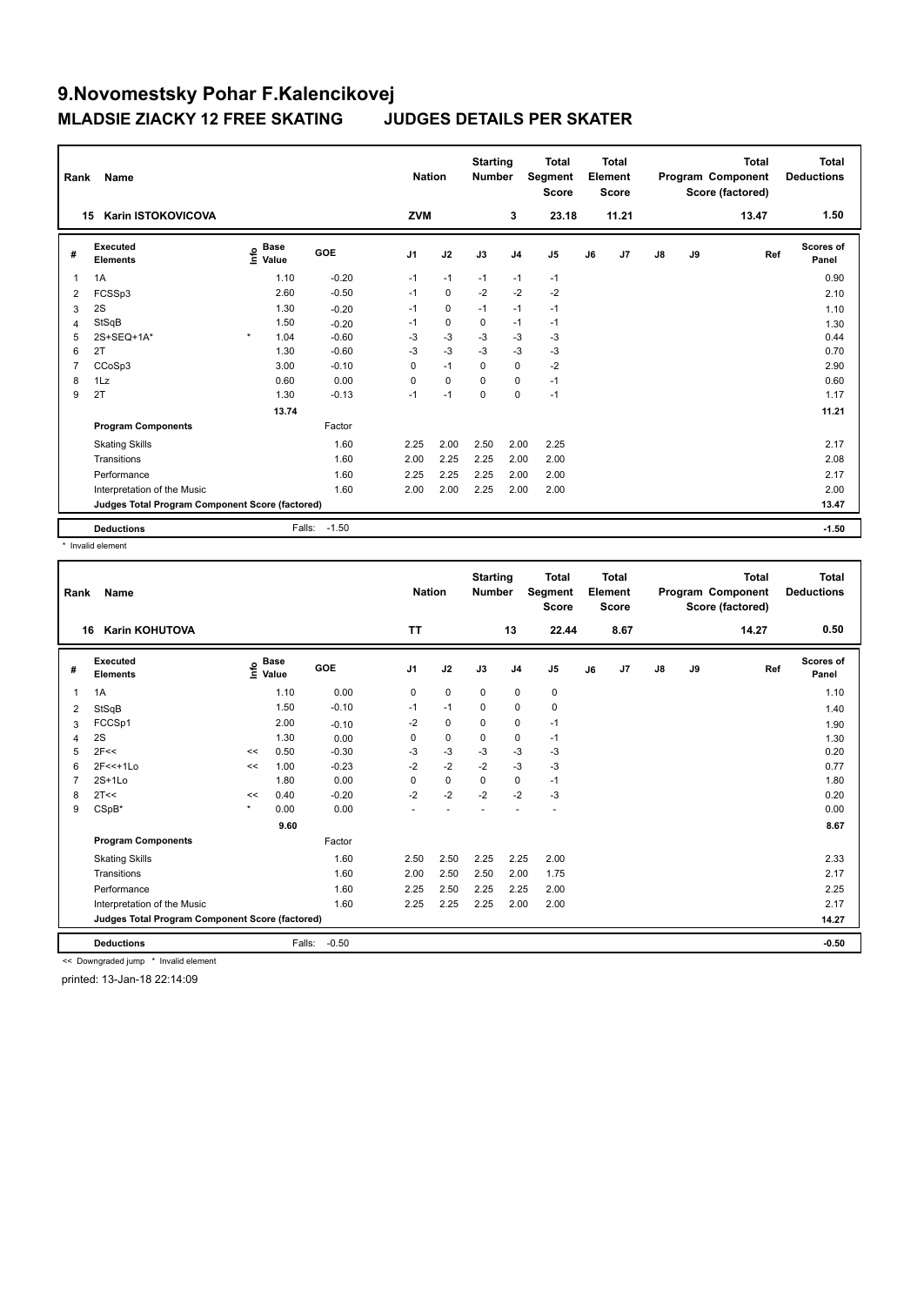# 9.Novomestsky Pohar F.Kalencikovej

## MLADSIE ZIACKY 12 FREE SKATING JUDGES DETAILS PER SKATER

| Rank | Name | | | Nation | | Starting Number | | Total Segment Score | Total Element Score | | | Total Program Component Score (factored) | | Total Deductions |
|---|---|---|---|---|---|---|---|---|---|---|---|---|---|---|
| 15 | Karin ISTOKOVICOVA | | | ZVM | | 3 | | 23.18 | 11.21 | | | 13.47 | | 1.50 |

| # | Executed Elements | Info | Base Value | GOE | J1 | J2 | J3 | J4 | J5 | J6 | J7 | J8 | J9 | Ref | Scores of Panel |
|---|---|---|---|---|---|---|---|---|---|---|---|---|---|---|---|
| 1 | 1A | | 1.10 | -0.20 | -1 | -1 | -1 | -1 | -1 | | | | | | 0.90 |
| 2 | FCSSp3 | | 2.60 | -0.50 | -1 | 0 | -2 | -2 | -2 | | | | | | 2.10 |
| 3 | 2S | | 1.30 | -0.20 | -1 | 0 | -1 | -1 | -1 | | | | | | 1.10 |
| 4 | StSqB | | 1.50 | -0.20 | -1 | 0 | 0 | -1 | -1 | | | | | | 1.30 |
| 5 | 2S+SEQ+1A* | * | 1.04 | -0.60 | -3 | -3 | -3 | -3 | -3 | | | | | | 0.44 |
| 6 | 2T | | 1.30 | -0.60 | -3 | -3 | -3 | -3 | -3 | | | | | | 0.70 |
| 7 | CCoSp3 | | 3.00 | -0.10 | 0 | -1 | 0 | 0 | -2 | | | | | | 2.90 |
| 8 | 1Lz | | 0.60 | 0.00 | 0 | 0 | 0 | 0 | -1 | | | | | | 0.60 |
| 9 | 2T | | 1.30 | -0.13 | -1 | -1 | 0 | 0 | -1 | | | | | | 1.17 |
| | | | 13.74 | | | | | | | | | | | | 11.21 |
| | Program Components | | | Factor | | | | | | | | | | | |
| | Skating Skills | | | 1.60 | 2.25 | 2.00 | 2.50 | 2.00 | 2.25 | | | | | | 2.17 |
| | Transitions | | | 1.60 | 2.00 | 2.25 | 2.25 | 2.00 | 2.00 | | | | | | 2.08 |
| | Performance | | | 1.60 | 2.25 | 2.25 | 2.25 | 2.00 | 2.00 | | | | | | 2.17 |
| | Interpretation of the Music | | | 1.60 | 2.00 | 2.00 | 2.25 | 2.00 | 2.00 | | | | | | 2.00 |
| | Judges Total Program Component Score (factored) | | | | | | | | | | | | | | 13.47 |
| | Deductions | | Falls: | -1.50 | | | | | | | | | | | -1.50 |

\* Invalid element

| Rank | Name | | | Nation | | Starting Number | | Total Segment Score | Total Element Score | | | Total Program Component Score (factored) | | Total Deductions |
|---|---|---|---|---|---|---|---|---|---|---|---|---|---|---|
| 16 | Karin KOHUTOVA | | | TT | | 13 | | 22.44 | 8.67 | | | 14.27 | | 0.50 |

| # | Executed Elements | Info | Base Value | GOE | J1 | J2 | J3 | J4 | J5 | J6 | J7 | J8 | J9 | Ref | Scores of Panel |
|---|---|---|---|---|---|---|---|---|---|---|---|---|---|---|---|
| 1 | 1A | | 1.10 | 0.00 | 0 | 0 | 0 | 0 | 0 | | | | | | 1.10 |
| 2 | StSqB | | 1.50 | -0.10 | -1 | -1 | 0 | 0 | 0 | | | | | | 1.40 |
| 3 | FCCSp1 | | 2.00 | -0.10 | -2 | 0 | 0 | 0 | -1 | | | | | | 1.90 |
| 4 | 2S | | 1.30 | 0.00 | 0 | 0 | 0 | 0 | -1 | | | | | | 1.30 |
| 5 | 2F<< | << | 0.50 | -0.30 | -3 | -3 | -3 | -3 | -3 | | | | | | 0.20 |
| 6 | 2F<<+1Lo | << | 1.00 | -0.23 | -2 | -2 | -2 | -3 | -3 | | | | | | 0.77 |
| 7 | 2S+1Lo | | 1.80 | 0.00 | 0 | 0 | 0 | 0 | -1 | | | | | | 1.80 |
| 8 | 2T<< | << | 0.40 | -0.20 | -2 | -2 | -2 | -2 | -3 | | | | | | 0.20 |
| 9 | CSpB* | * | 0.00 | 0.00 | - | - | - | - | - | | | | | | 0.00 |
| | | | 9.60 | | | | | | | | | | | | 8.67 |
| | Program Components | | | Factor | | | | | | | | | | | |
| | Skating Skills | | | 1.60 | 2.50 | 2.50 | 2.25 | 2.25 | 2.00 | | | | | | 2.33 |
| | Transitions | | | 1.60 | 2.00 | 2.50 | 2.50 | 2.00 | 1.75 | | | | | | 2.17 |
| | Performance | | | 1.60 | 2.25 | 2.50 | 2.25 | 2.25 | 2.00 | | | | | | 2.25 |
| | Interpretation of the Music | | | 1.60 | 2.25 | 2.25 | 2.25 | 2.00 | 2.00 | | | | | | 2.17 |
| | Judges Total Program Component Score (factored) | | | | | | | | | | | | | | 14.27 |
| | Deductions | | Falls: | -0.50 | | | | | | | | | | | -0.50 |

<< Downgraded jump * Invalid element

printed: 13-Jan-18 22:14:09